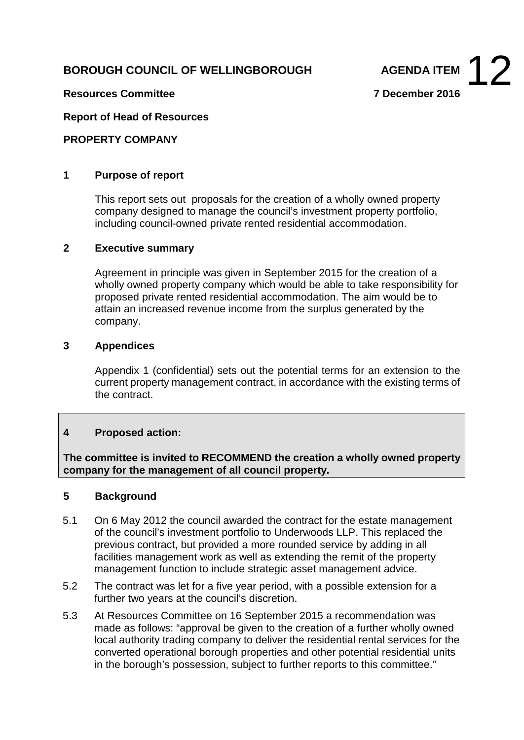**BOROUGH COUNCIL OF WELLINGBOROUGH** **AGENDA ITEM 12**

**Resources Committee** **7 December 2016**

**Report of Head of Resources**

**PROPERTY COMPANY**

## 1 Purpose of report

This report sets out proposals for the creation of a wholly owned property company designed to manage the council's investment property portfolio, including council-owned private rented residential accommodation.

## 2 Executive summary

Agreement in principle was given in September 2015 for the creation of a wholly owned property company which would be able to take responsibility for proposed private rented residential accommodation. The aim would be to attain an increased revenue income from the surplus generated by the company.

## 3 Appendices

Appendix 1 (confidential) sets out the potential terms for an extension to the current property management contract, in accordance with the existing terms of the contract.

## 4 Proposed action:

**The committee is invited to RECOMMEND the creation a wholly owned property company for the management of all council property.**

## 5 Background

5.1 On 6 May 2012 the council awarded the contract for the estate management of the council's investment portfolio to Underwoods LLP. This replaced the previous contract, but provided a more rounded service by adding in all facilities management work as well as extending the remit of the property management function to include strategic asset management advice.

5.2 The contract was let for a five year period, with a possible extension for a further two years at the council's discretion.

5.3 At Resources Committee on 16 September 2015 a recommendation was made as follows: "approval be given to the creation of a further wholly owned local authority trading company to deliver the residential rental services for the converted operational borough properties and other potential residential units in the borough's possession, subject to further reports to this committee."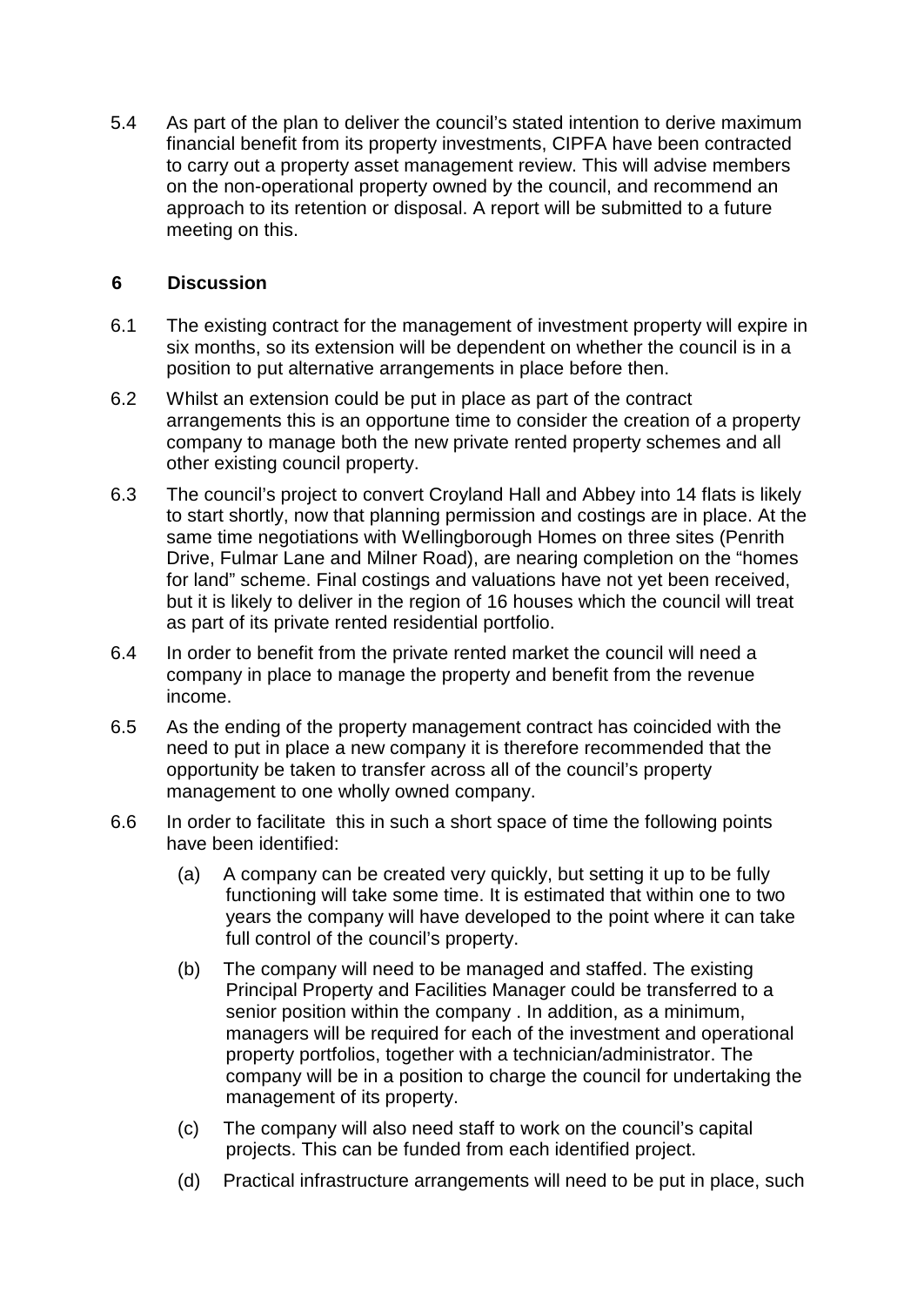5.4 As part of the plan to deliver the council's stated intention to derive maximum financial benefit from its property investments, CIPFA have been contracted to carry out a property asset management review. This will advise members on the non-operational property owned by the council, and recommend an approach to its retention or disposal. A report will be submitted to a future meeting on this.

## 6 Discussion

6.1 The existing contract for the management of investment property will expire in six months, so its extension will be dependent on whether the council is in a position to put alternative arrangements in place before then.

6.2 Whilst an extension could be put in place as part of the contract arrangements this is an opportune time to consider the creation of a property company to manage both the new private rented property schemes and all other existing council property.

6.3 The council's project to convert Croyland Hall and Abbey into 14 flats is likely to start shortly, now that planning permission and costings are in place. At the same time negotiations with Wellingborough Homes on three sites (Penrith Drive, Fulmar Lane and Milner Road), are nearing completion on the "homes for land" scheme. Final costings and valuations have not yet been received, but it is likely to deliver in the region of 16 houses which the council will treat as part of its private rented residential portfolio.

6.4 In order to benefit from the private rented market the council will need a company in place to manage the property and benefit from the revenue income.

6.5 As the ending of the property management contract has coincided with the need to put in place a new company it is therefore recommended that the opportunity be taken to transfer across all of the council's property management to one wholly owned company.

6.6 In order to facilitate this in such a short space of time the following points have been identified:

(a) A company can be created very quickly, but setting it up to be fully functioning will take some time. It is estimated that within one to two years the company will have developed to the point where it can take full control of the council's property.

(b) The company will need to be managed and staffed. The existing Principal Property and Facilities Manager could be transferred to a senior position within the company . In addition, as a minimum, managers will be required for each of the investment and operational property portfolios, together with a technician/administrator. The company will be in a position to charge the council for undertaking the management of its property.

(c) The company will also need staff to work on the council's capital projects. This can be funded from each identified project.

(d) Practical infrastructure arrangements will need to be put in place, such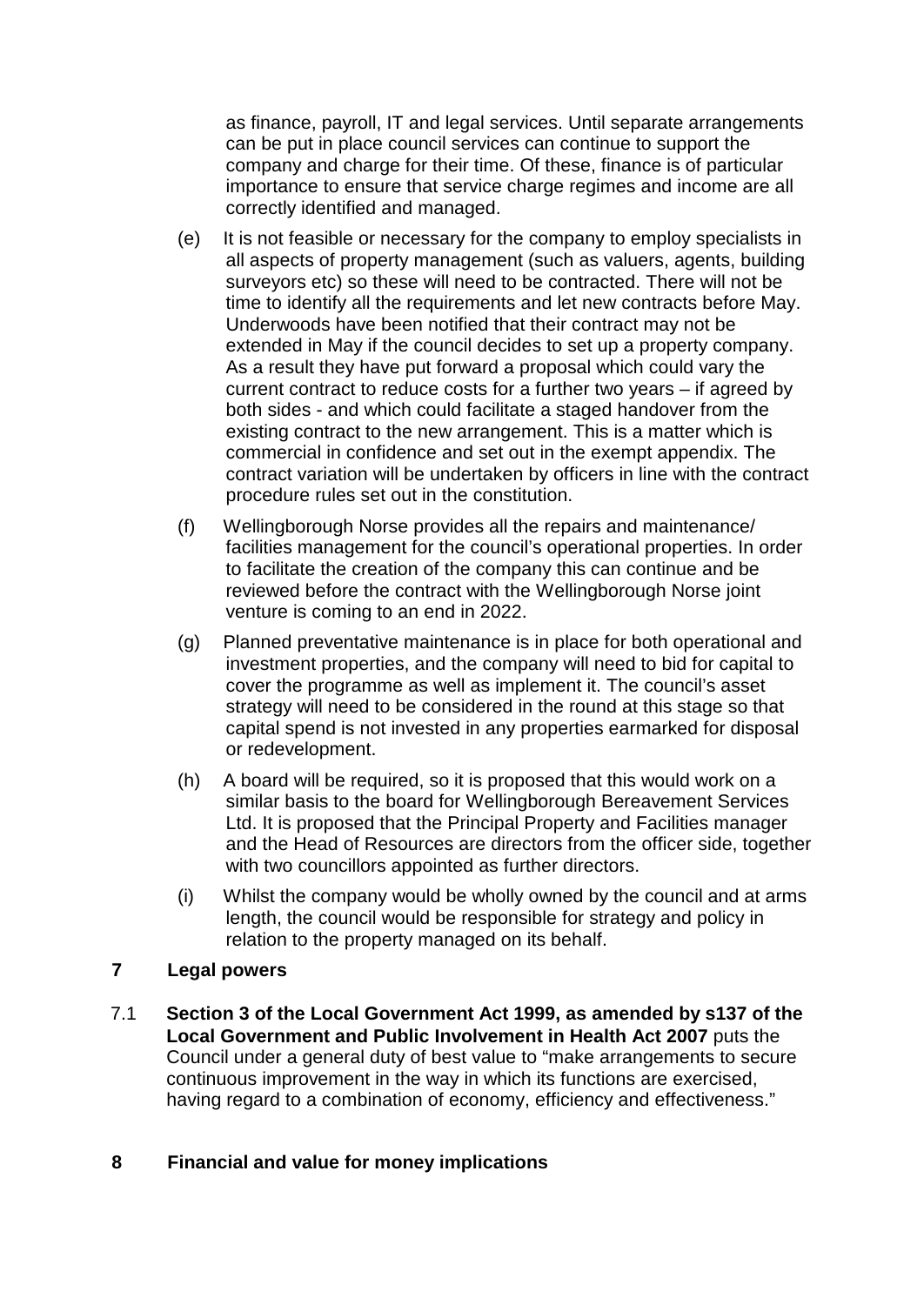as finance, payroll, IT and legal services. Until separate arrangements can be put in place council services can continue to support the company and charge for their time. Of these, finance is of particular importance to ensure that service charge regimes and income are all correctly identified and managed.

(e) It is not feasible or necessary for the company to employ specialists in all aspects of property management (such as valuers, agents, building surveyors etc) so these will need to be contracted. There will not be time to identify all the requirements and let new contracts before May. Underwoods have been notified that their contract may not be extended in May if the council decides to set up a property company. As a result they have put forward a proposal which could vary the current contract to reduce costs for a further two years – if agreed by both sides - and which could facilitate a staged handover from the existing contract to the new arrangement. This is a matter which is commercial in confidence and set out in the exempt appendix. The contract variation will be undertaken by officers in line with the contract procedure rules set out in the constitution.

(f) Wellingborough Norse provides all the repairs and maintenance/ facilities management for the council's operational properties. In order to facilitate the creation of the company this can continue and be reviewed before the contract with the Wellingborough Norse joint venture is coming to an end in 2022.

(g) Planned preventative maintenance is in place for both operational and investment properties, and the company will need to bid for capital to cover the programme as well as implement it. The council's asset strategy will need to be considered in the round at this stage so that capital spend is not invested in any properties earmarked for disposal or redevelopment.

(h) A board will be required, so it is proposed that this would work on a similar basis to the board for Wellingborough Bereavement Services Ltd. It is proposed that the Principal Property and Facilities manager and the Head of Resources are directors from the officer side, together with two councillors appointed as further directors.

(i) Whilst the company would be wholly owned by the council and at arms length, the council would be responsible for strategy and policy in relation to the property managed on its behalf.

## 7 Legal powers

7.1 **Section 3 of the Local Government Act 1999, as amended by s137 of the Local Government and Public Involvement in Health Act 2007** puts the Council under a general duty of best value to "make arrangements to secure continuous improvement in the way in which its functions are exercised, having regard to a combination of economy, efficiency and effectiveness."

## 8 Financial and value for money implications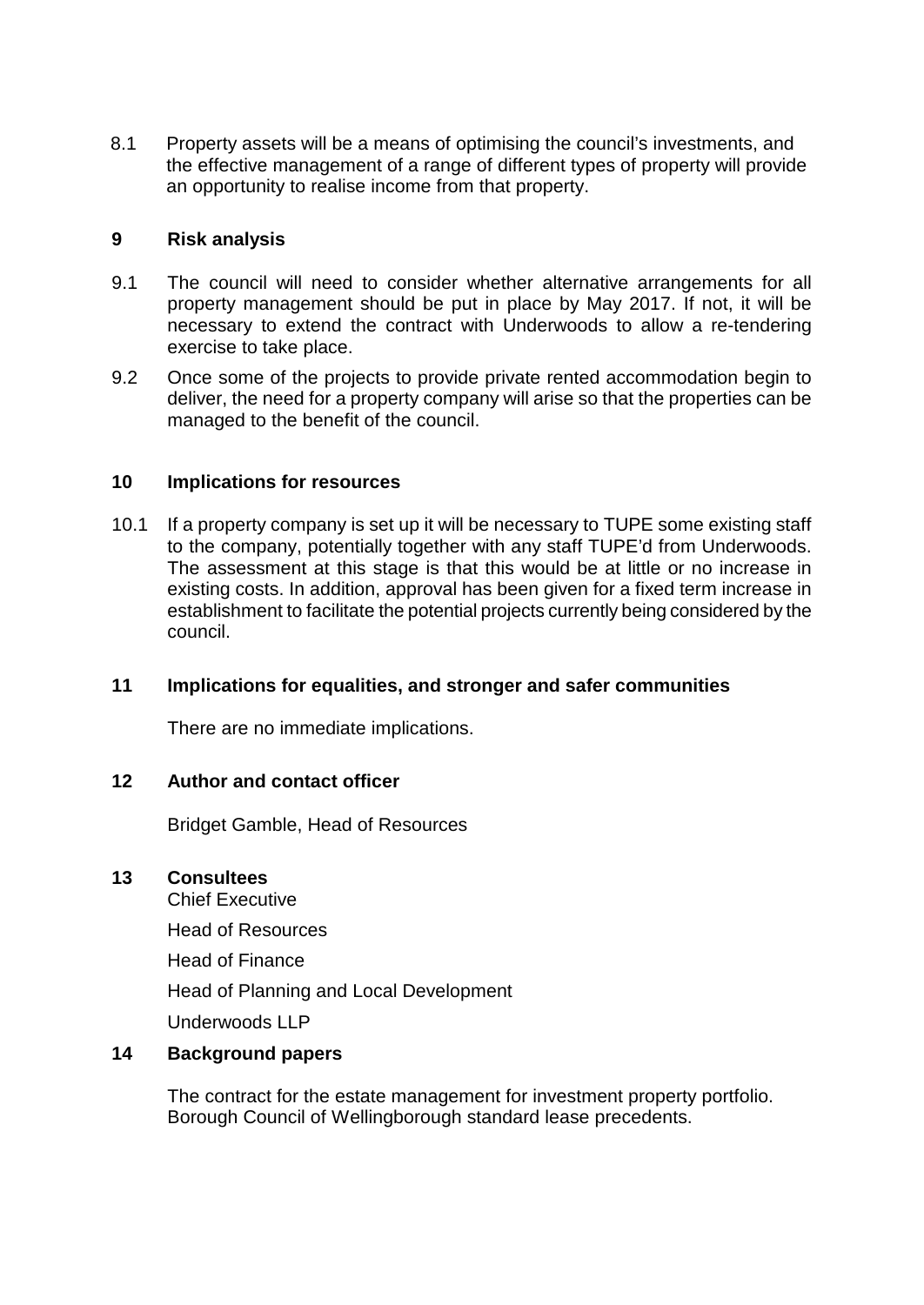8.1 Property assets will be a means of optimising the council's investments, and the effective management of a range of different types of property will provide an opportunity to realise income from that property.

## 9 Risk analysis

9.1 The council will need to consider whether alternative arrangements for all property management should be put in place by May 2017. If not, it will be necessary to extend the contract with Underwoods to allow a re-tendering exercise to take place.

9.2 Once some of the projects to provide private rented accommodation begin to deliver, the need for a property company will arise so that the properties can be managed to the benefit of the council.

## 10 Implications for resources

10.1 If a property company is set up it will be necessary to TUPE some existing staff to the company, potentially together with any staff TUPE'd from Underwoods. The assessment at this stage is that this would be at little or no increase in existing costs. In addition, approval has been given for a fixed term increase in establishment to facilitate the potential projects currently being considered by the council.

## 11 Implications for equalities, and stronger and safer communities

There are no immediate implications.

## 12 Author and contact officer

Bridget Gamble, Head of Resources

## 13 Consultees

Chief Executive

Head of Resources

Head of Finance

Head of Planning and Local Development

Underwoods LLP

## 14 Background papers

The contract for the estate management for investment property portfolio.
Borough Council of Wellingborough standard lease precedents.